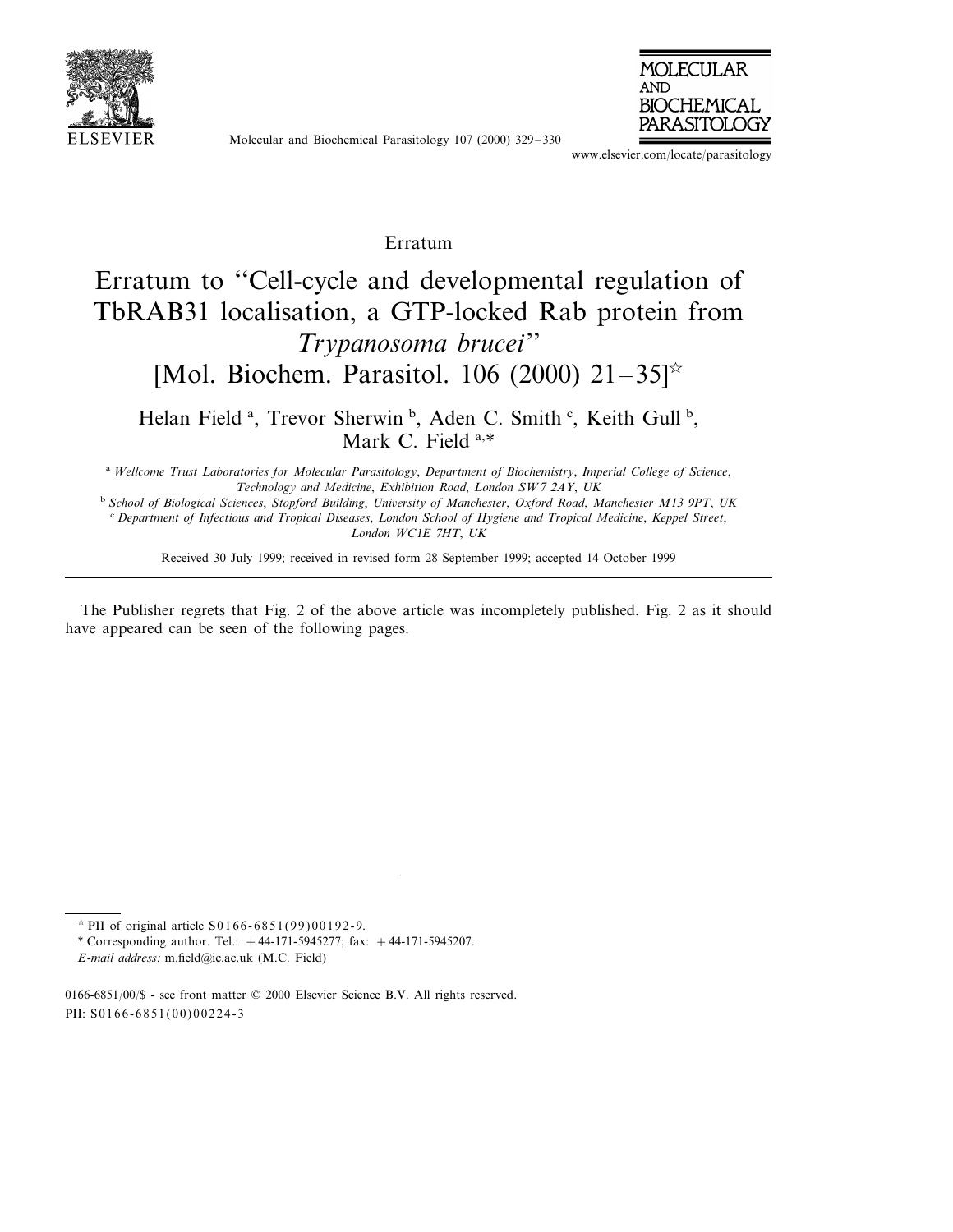Erratum

# Erratum to "Cell-cycle and developmental regulation of TbRAB31 localisation, a GTP-locked Rab protein from *Trypanosoma brucei*" [Mol. Biochem. Parasitol. 106 (2000) 21–35]☆

Helan Field [a], Trevor Sherwin [b], Aden C. Smith [c], Keith Gull [b], Mark C. Field [a,*]

[a] *Wellcome Trust Laboratories for Molecular Parasitology, Department of Biochemistry, Imperial College of Science, Technology and Medicine, Exhibition Road, London SW7 2AY, UK*

[b] *School of Biological Sciences, Stopford Building, University of Manchester, Oxford Road, Manchester M13 9PT, UK*

[c] *Department of Infectious and Tropical Diseases, London School of Hygiene and Tropical Medicine, Keppel Street, London WC1E 7HT, UK*

Received 30 July 1999; received in revised form 28 September 1999; accepted 14 October 1999

---

The Publisher regrets that Fig. 2 of the above article was incompletely published. Fig. 2 as it should have appeared can be seen of the following pages.

---

☆ PII of original article S0166-6851(99)00192-9.

\* Corresponding author. Tel.: +44-171-5945277; fax: +44-171-5945207.

*E-mail address:* m.field@ic.ac.uk (M.C. Field)

0166-6851/00/$ - see front matter © 2000 Elsevier Science B.V. All rights reserved.
PII: S0166-6851(00)00224-3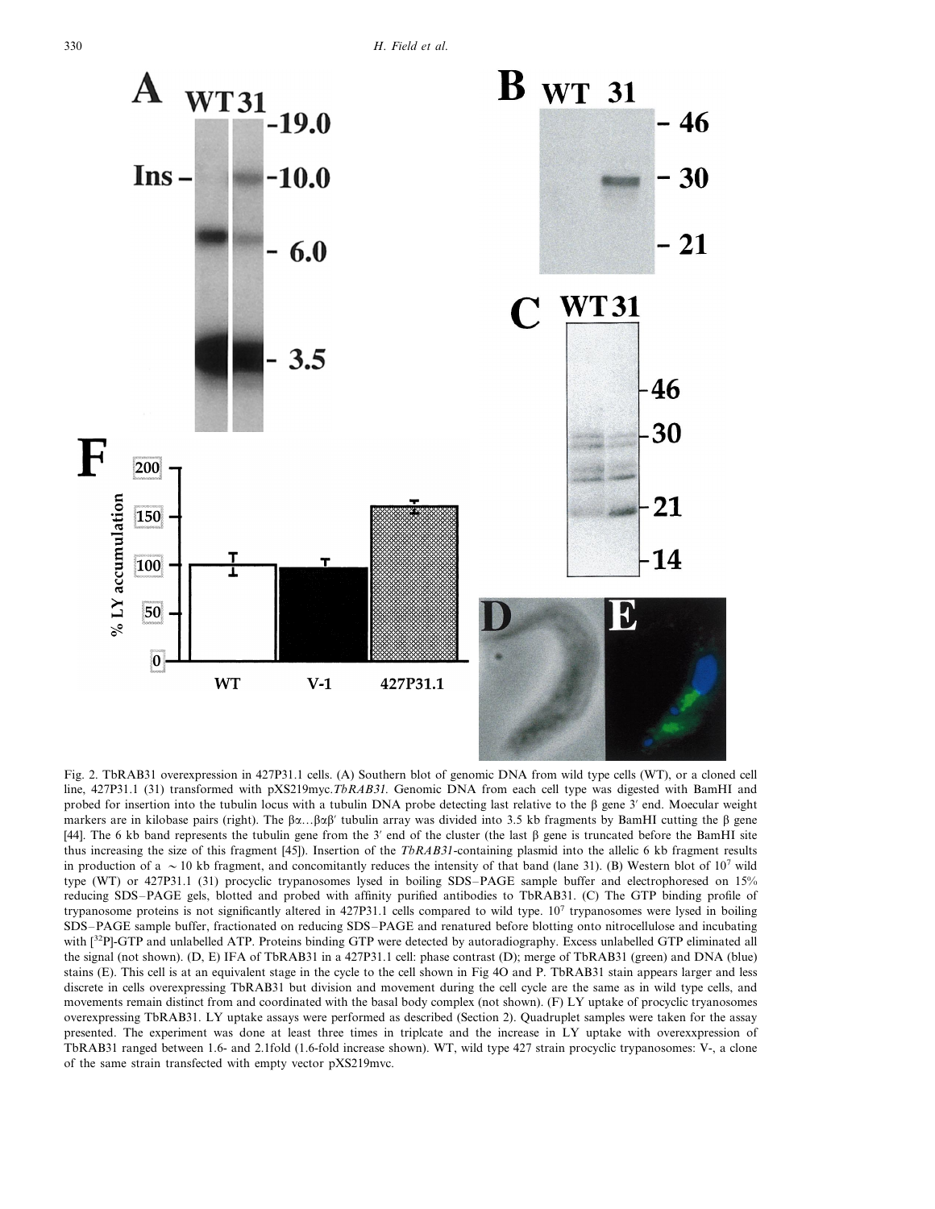A WT 31

Ins – -19.0 -10.0 - 6.0 - 3.5

B WT 31

- 46 - 30 - 21

C WT 31

-46 -30 -21 -14

F

% LY accumulation

200 150 100 50 0

WT V-1 427P31.1

D E

Fig. 2. TbRAB31 overexpression in 427P31.1 cells. (A) Southern blot of genomic DNA from wild type cells (WT), or a cloned cell line, 427P31.1 (31) transformed with pXS219myc.*TbRAB31*. Genomic DNA from each cell type was digested with BamHI and probed for insertion into the tubulin locus with a tubulin DNA probe detecting last relative to the β gene 3′ end. Moecular weight markers are in kilobase pairs (right). The βα…βαβ′ tubulin array was divided into 3.5 kb fragments by BamHI cutting the β gene [44]. The 6 kb band represents the tubulin gene from the 3′ end of the cluster (the last β gene is truncated before the BamHI site thus increasing the size of this fragment [45]). Insertion of the *TbRAB31*-containing plasmid into the allelic 6 kb fragment results in production of a ∼10 kb fragment, and concomitantly reduces the intensity of that band (lane 31). (B) Western blot of $10^7$ wild type (WT) or 427P31.1 (31) procyclic trypanosomes lysed in boiling SDS–PAGE sample buffer and electrophoresed on 15% reducing SDS–PAGE gels, blotted and probed with affinity purified antibodies to TbRAB31. (C) The GTP binding profile of trypanosome proteins is not significantly altered in 427P31.1 cells compared to wild type. $10^7$ trypanosomes were lysed in boiling SDS–PAGE sample buffer, fractionated on reducing SDS–PAGE and renatured before blotting onto nitrocellulose and incubating with [$^{32}$P]-GTP and unlabelled ATP. Proteins binding GTP were detected by autoradiography. Excess unlabelled GTP eliminated all the signal (not shown). (D, E) IFA of TbRAB31 in a 427P31.1 cell: phase contrast (D); merge of TbRAB31 (green) and DNA (blue) stains (E). This cell is at an equivalent stage in the cycle to the cell shown in Fig 4O and P. TbRAB31 stain appears larger and less discrete in cells overexpressing TbRAB31 but division and movement during the cell cycle are the same as in wild type cells, and movements remain distinct from and coordinated with the basal body complex (not shown). (F) LY uptake of procyclic tryanosomes overexpressing TbRAB31. LY uptake assays were performed as described (Section 2). Quadruplet samples were taken for the assay presented. The experiment was done at least three times in triplcate and the increase in LY uptake with overexxpression of TbRAB31 ranged between 1.6- and 2.1fold (1.6-fold increase shown). WT, wild type 427 strain procyclic trypanosomes: V-, a clone of the same strain transfected with empty vector pXS219mvc.